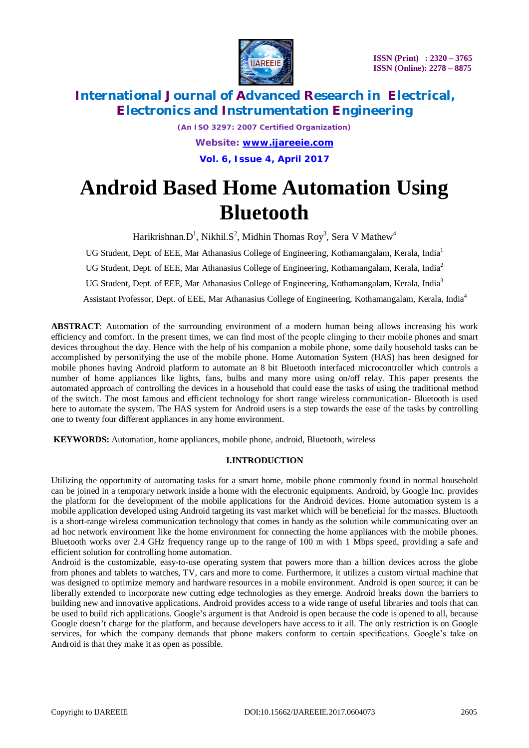# Android Based Home Automation Using Bluetooth

Harikrishnan.D[1], Nikhil.S[2], Midhin Thomas Roy[3], Sera V Mathew[4]

UG Student, Dept. of EEE, Mar Athanasius College of Engineering, Kothamangalam, Kerala, India[1]

UG Student, Dept. of EEE, Mar Athanasius College of Engineering, Kothamangalam, Kerala, India[2]

UG Student, Dept. of EEE, Mar Athanasius College of Engineering, Kothamangalam, Kerala, India[3]

Assistant Professor, Dept. of EEE, Mar Athanasius College of Engineering, Kothamangalam, Kerala, India[4]

**ABSTRACT**: Automation of the surrounding environment of a modern human being allows increasing his work efficiency and comfort. In the present times, we can find most of the people clinging to their mobile phones and smart devices throughout the day. Hence with the help of his companion a mobile phone, some daily household tasks can be accomplished by personifying the use of the mobile phone. Home Automation System (HAS) has been designed for mobile phones having Android platform to automate an 8 bit Bluetooth interfaced microcontroller which controls a number of home appliances like lights, fans, bulbs and many more using on/off relay. This paper presents the automated approach of controlling the devices in a household that could ease the tasks of using the traditional method of the switch. The most famous and efficient technology for short range wireless communication- Bluetooth is used here to automate the system. The HAS system for Android users is a step towards the ease of the tasks by controlling one to twenty four different appliances in any home environment.

**KEYWORDS:** Automation, home appliances, mobile phone, android, Bluetooth, wireless

## I.INTRODUCTION

Utilizing the opportunity of automating tasks for a smart home, mobile phone commonly found in normal household can be joined in a temporary network inside a home with the electronic equipments. Android, by Google Inc. provides the platform for the development of the mobile applications for the Android devices. Home automation system is a mobile application developed using Android targeting its vast market which will be beneficial for the masses. Bluetooth is a short-range wireless communication technology that comes in handy as the solution while communicating over an ad hoc network environment like the home environment for connecting the home appliances with the mobile phones. Bluetooth works over 2.4 GHz frequency range up to the range of 100 m with 1 Mbps speed, providing a safe and efficient solution for controlling home automation.

Android is the customizable, easy-to-use operating system that powers more than a billion devices across the globe from phones and tablets to watches, TV, cars and more to come. Furthermore, it utilizes a custom virtual machine that was designed to optimize memory and hardware resources in a mobile environment. Android is open source; it can be liberally extended to incorporate new cutting edge technologies as they emerge. Android breaks down the barriers to building new and innovative applications. Android provides access to a wide range of useful libraries and tools that can be used to build rich applications. Google's argument is that Android is open because the code is opened to all, because Google doesn't charge for the platform, and because developers have access to it all. The only restriction is on Google services, for which the company demands that phone makers conform to certain specifications. Google's take on Android is that they make it as open as possible.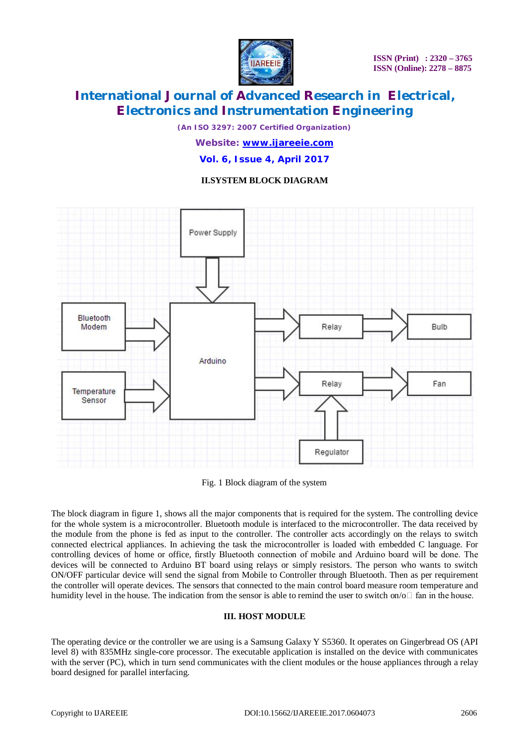## II.SYSTEM BLOCK DIAGRAM

Fig. 1 Block diagram of the system

The block diagram in figure 1, shows all the major components that is required for the system. The controlling device for the whole system is a microcontroller. Bluetooth module is interfaced to the microcontroller. The data received by the module from the phone is fed as input to the controller. The controller acts accordingly on the relays to switch connected electrical appliances. In achieving the task the microcontroller is loaded with embedded C language. For controlling devices of home or office, firstly Bluetooth connection of mobile and Arduino board will be done. The devices will be connected to Arduino BT board using relays or simply resistors. The person who wants to switch ON/OFF particular device will send the signal from Mobile to Controller through Bluetooth. Then as per requirement the controller will operate devices. The sensors that connected to the main control board measure room temperature and humidity level in the house. The indication from the sensor is able to remind the user to switch on/o fan in the house.

## III. HOST MODULE

The operating device or the controller we are using is a Samsung Galaxy Y S5360. It operates on Gingerbread OS (API level 8) with 835MHz single-core processor. The executable application is installed on the device with communicates with the server (PC), which in turn send communicates with the client modules or the house appliances through a relay board designed for parallel interfacing.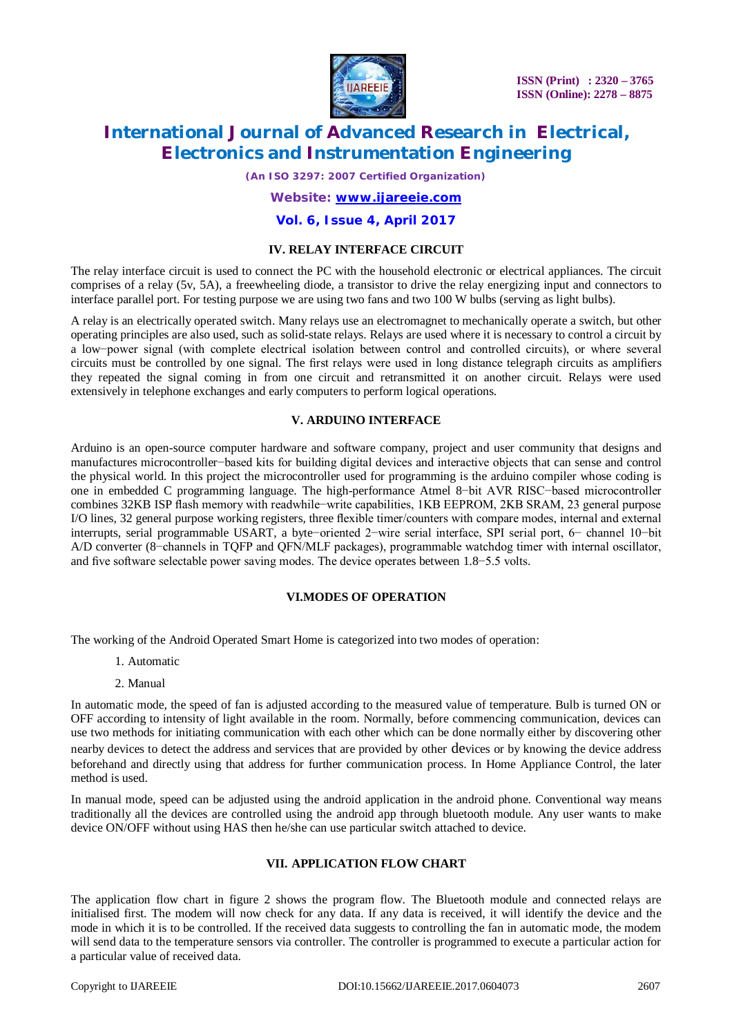## IV. RELAY INTERFACE CIRCUIT

The relay interface circuit is used to connect the PC with the household electronic or electrical appliances. The circuit comprises of a relay (5v, 5A), a freewheeling diode, a transistor to drive the relay energizing input and connectors to interface parallel port. For testing purpose we are using two fans and two 100 W bulbs (serving as light bulbs).

A relay is an electrically operated switch. Many relays use an electromagnet to mechanically operate a switch, but other operating principles are also used, such as solid-state relays. Relays are used where it is necessary to control a circuit by a low−power signal (with complete electrical isolation between control and controlled circuits), or where several circuits must be controlled by one signal. The first relays were used in long distance telegraph circuits as amplifiers they repeated the signal coming in from one circuit and retransmitted it on another circuit. Relays were used extensively in telephone exchanges and early computers to perform logical operations.

## V. ARDUINO INTERFACE

Arduino is an open-source computer hardware and software company, project and user community that designs and manufactures microcontroller−based kits for building digital devices and interactive objects that can sense and control the physical world. In this project the microcontroller used for programming is the arduino compiler whose coding is one in embedded C programming language. The high-performance Atmel 8−bit AVR RISC−based microcontroller combines 32KB ISP flash memory with readwhile−write capabilities, 1KB EEPROM, 2KB SRAM, 23 general purpose I/O lines, 32 general purpose working registers, three flexible timer/counters with compare modes, internal and external interrupts, serial programmable USART, a byte−oriented 2−wire serial interface, SPI serial port, 6− channel 10−bit A/D converter (8−channels in TQFP and QFN/MLF packages), programmable watchdog timer with internal oscillator, and five software selectable power saving modes. The device operates between 1.8−5.5 volts.

## VI.MODES OF OPERATION

The working of the Android Operated Smart Home is categorized into two modes of operation:

1. Automatic
2. Manual

In automatic mode, the speed of fan is adjusted according to the measured value of temperature. Bulb is turned ON or OFF according to intensity of light available in the room. Normally, before commencing communication, devices can use two methods for initiating communication with each other which can be done normally either by discovering other nearby devices to detect the address and services that are provided by other devices or by knowing the device address beforehand and directly using that address for further communication process. In Home Appliance Control, the later method is used.

In manual mode, speed can be adjusted using the android application in the android phone. Conventional way means traditionally all the devices are controlled using the android app through bluetooth module. Any user wants to make device ON/OFF without using HAS then he/she can use particular switch attached to device.

## VII. APPLICATION FLOW CHART

The application flow chart in figure 2 shows the program flow. The Bluetooth module and connected relays are initialised first. The modem will now check for any data. If any data is received, it will identify the device and the mode in which it is to be controlled. If the received data suggests to controlling the fan in automatic mode, the modem will send data to the temperature sensors via controller. The controller is programmed to execute a particular action for a particular value of received data.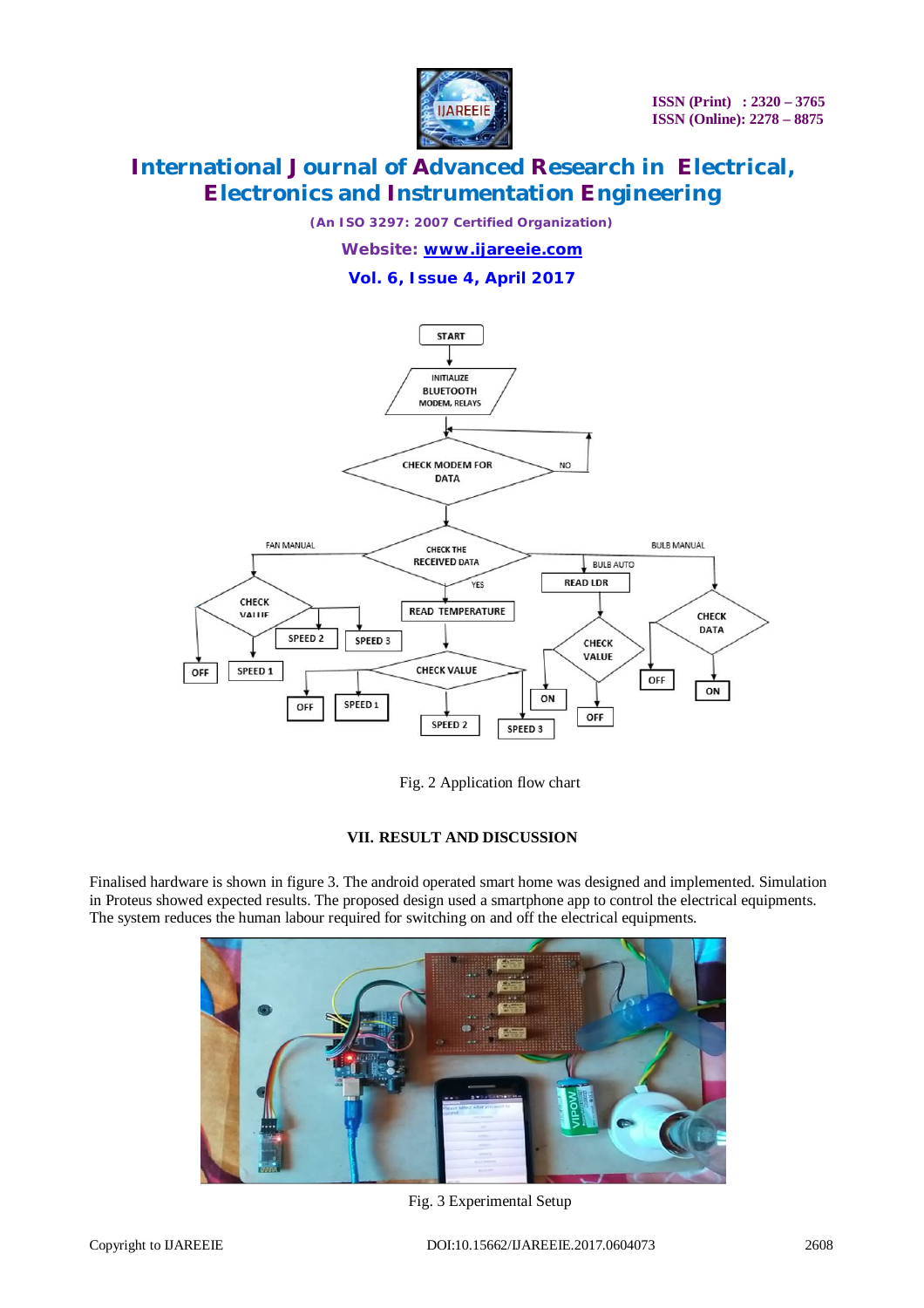Fig. 2 Application flow chart

## VII. RESULT AND DISCUSSION

Finalised hardware is shown in figure 3. The android operated smart home was designed and implemented. Simulation in Proteus showed expected results. The proposed design used a smartphone app to control the electrical equipments. The system reduces the human labour required for switching on and off the electrical equipments.

Fig. 3 Experimental Setup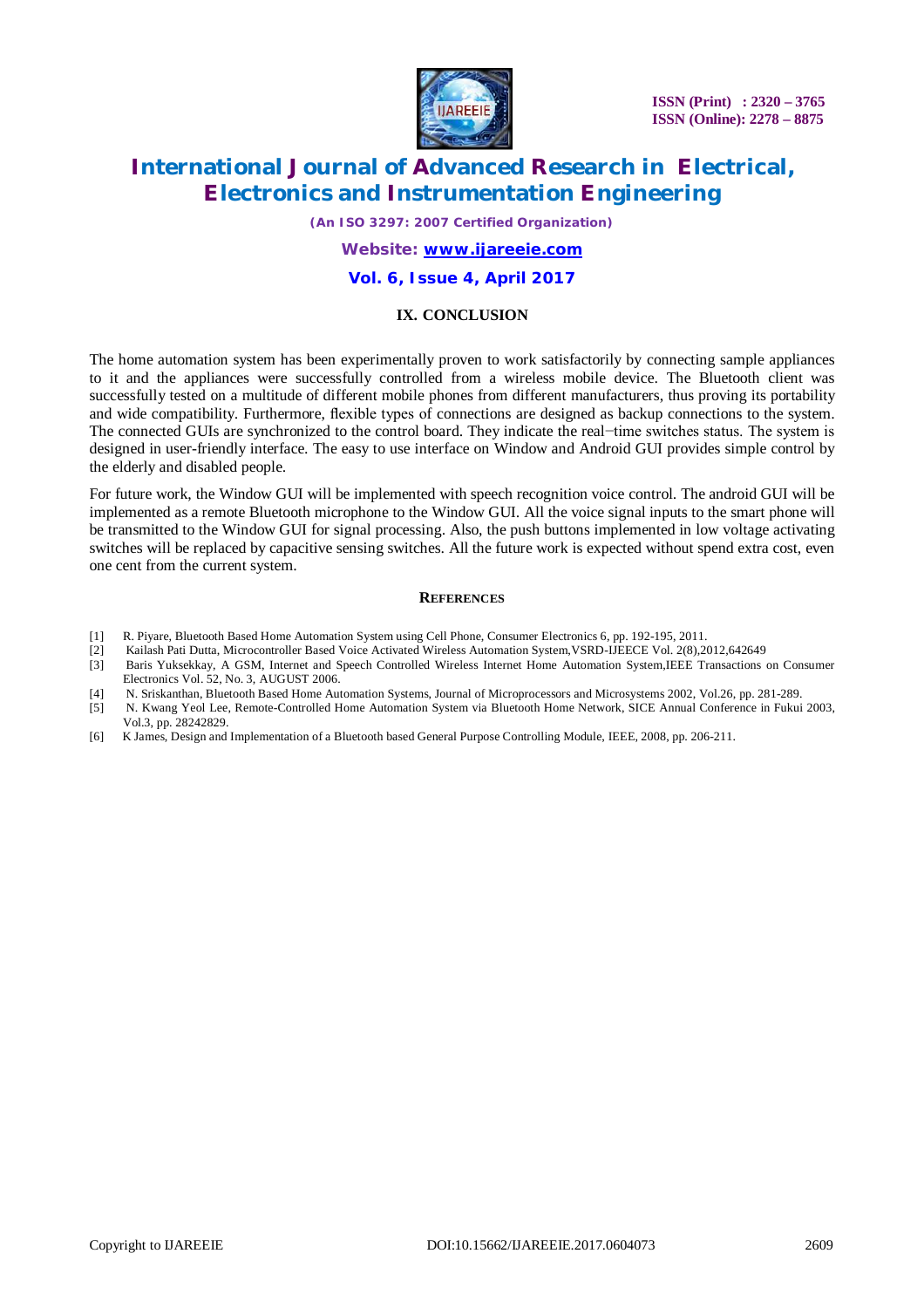## IX. CONCLUSION

The home automation system has been experimentally proven to work satisfactorily by connecting sample appliances to it and the appliances were successfully controlled from a wireless mobile device. The Bluetooth client was successfully tested on a multitude of different mobile phones from different manufacturers, thus proving its portability and wide compatibility. Furthermore, flexible types of connections are designed as backup connections to the system. The connected GUIs are synchronized to the control board. They indicate the real−time switches status. The system is designed in user-friendly interface. The easy to use interface on Window and Android GUI provides simple control by the elderly and disabled people.

For future work, the Window GUI will be implemented with speech recognition voice control. The android GUI will be implemented as a remote Bluetooth microphone to the Window GUI. All the voice signal inputs to the smart phone will be transmitted to the Window GUI for signal processing. Also, the push buttons implemented in low voltage activating switches will be replaced by capacitive sensing switches. All the future work is expected without spend extra cost, even one cent from the current system.

## REFERENCES

[1] R. Piyare, Bluetooth Based Home Automation System using Cell Phone, Consumer Electronics 6, pp. 192-195, 2011.

[2] Kailash Pati Dutta, Microcontroller Based Voice Activated Wireless Automation System,VSRD-IJEECE Vol. 2(8),2012,642649

[3] Baris Yuksekkay, A GSM, Internet and Speech Controlled Wireless Internet Home Automation System,IEEE Transactions on Consumer Electronics Vol. 52, No. 3, AUGUST 2006.

[4] N. Sriskanthan, Bluetooth Based Home Automation Systems, Journal of Microprocessors and Microsystems 2002, Vol.26, pp. 281-289.

[5] N. Kwang Yeol Lee, Remote-Controlled Home Automation System via Bluetooth Home Network, SICE Annual Conference in Fukui 2003, Vol.3, pp. 28242829.

[6] K James, Design and Implementation of a Bluetooth based General Purpose Controlling Module, IEEE, 2008, pp. 206-211.